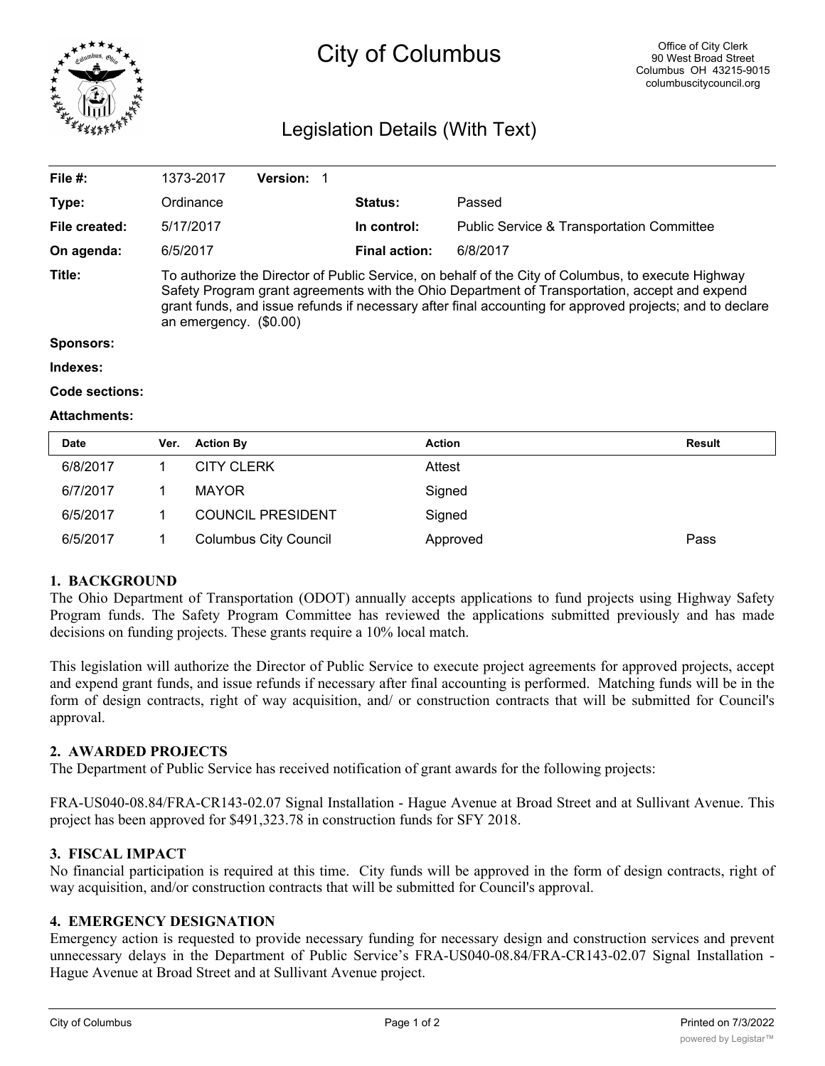# City of Columbus

Office of City Clerk
90 West Broad Street
Columbus OH 43215-9015
columbuscitycouncil.org

## Legislation Details (With Text)

| | | | |
|---|---|---|---|
| **File #:** | 1373-2017 **Version:** 1 | | |
| **Type:** | Ordinance | **Status:** | Passed |
| **File created:** | 5/17/2017 | **In control:** | Public Service & Transportation Committee |
| **On agenda:** | 6/5/2017 | **Final action:** | 6/8/2017 |

**Title:** To authorize the Director of Public Service, on behalf of the City of Columbus, to execute Highway Safety Program grant agreements with the Ohio Department of Transportation, accept and expend grant funds, and issue refunds if necessary after final accounting for approved projects; and to declare an emergency. ($0.00)

**Sponsors:**

**Indexes:**

**Code sections:**

**Attachments:**

| Date | Ver. | Action By | Action | Result |
|---|---|---|---|---|
| 6/8/2017 | 1 | CITY CLERK | Attest | |
| 6/7/2017 | 1 | MAYOR | Signed | |
| 6/5/2017 | 1 | COUNCIL PRESIDENT | Signed | |
| 6/5/2017 | 1 | Columbus City Council | Approved | Pass |

### 1. BACKGROUND

The Ohio Department of Transportation (ODOT) annually accepts applications to fund projects using Highway Safety Program funds. The Safety Program Committee has reviewed the applications submitted previously and has made decisions on funding projects. These grants require a 10% local match.

This legislation will authorize the Director of Public Service to execute project agreements for approved projects, accept and expend grant funds, and issue refunds if necessary after final accounting is performed. Matching funds will be in the form of design contracts, right of way acquisition, and/ or construction contracts that will be submitted for Council's approval.

### 2. AWARDED PROJECTS

The Department of Public Service has received notification of grant awards for the following projects:

FRA-US040-08.84/FRA-CR143-02.07 Signal Installation - Hague Avenue at Broad Street and at Sullivant Avenue. This project has been approved for $491,323.78 in construction funds for SFY 2018.

### 3. FISCAL IMPACT

No financial participation is required at this time. City funds will be approved in the form of design contracts, right of way acquisition, and/or construction contracts that will be submitted for Council's approval.

### 4. EMERGENCY DESIGNATION

Emergency action is requested to provide necessary funding for necessary design and construction services and prevent unnecessary delays in the Department of Public Service's FRA-US040-08.84/FRA-CR143-02.07 Signal Installation - Hague Avenue at Broad Street and at Sullivant Avenue project.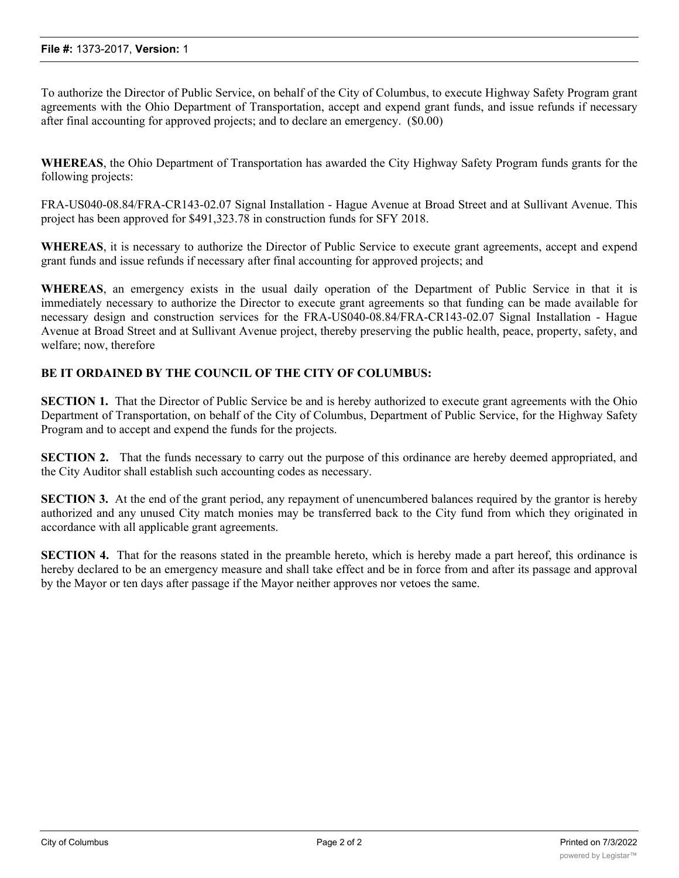To authorize the Director of Public Service, on behalf of the City of Columbus, to execute Highway Safety Program grant agreements with the Ohio Department of Transportation, accept and expend grant funds, and issue refunds if necessary after final accounting for approved projects; and to declare an emergency. ($0.00)

**WHEREAS**, the Ohio Department of Transportation has awarded the City Highway Safety Program funds grants for the following projects:

FRA-US040-08.84/FRA-CR143-02.07 Signal Installation - Hague Avenue at Broad Street and at Sullivant Avenue. This project has been approved for $491,323.78 in construction funds for SFY 2018.

**WHEREAS**, it is necessary to authorize the Director of Public Service to execute grant agreements, accept and expend grant funds and issue refunds if necessary after final accounting for approved projects; and

**WHEREAS**, an emergency exists in the usual daily operation of the Department of Public Service in that it is immediately necessary to authorize the Director to execute grant agreements so that funding can be made available for necessary design and construction services for the FRA-US040-08.84/FRA-CR143-02.07 Signal Installation - Hague Avenue at Broad Street and at Sullivant Avenue project, thereby preserving the public health, peace, property, safety, and welfare; now, therefore

**BE IT ORDAINED BY THE COUNCIL OF THE CITY OF COLUMBUS:**

**SECTION 1.** That the Director of Public Service be and is hereby authorized to execute grant agreements with the Ohio Department of Transportation, on behalf of the City of Columbus, Department of Public Service, for the Highway Safety Program and to accept and expend the funds for the projects.

**SECTION 2.** That the funds necessary to carry out the purpose of this ordinance are hereby deemed appropriated, and the City Auditor shall establish such accounting codes as necessary.

**SECTION 3.** At the end of the grant period, any repayment of unencumbered balances required by the grantor is hereby authorized and any unused City match monies may be transferred back to the City fund from which they originated in accordance with all applicable grant agreements.

**SECTION 4.** That for the reasons stated in the preamble hereto, which is hereby made a part hereof, this ordinance is hereby declared to be an emergency measure and shall take effect and be in force from and after its passage and approval by the Mayor or ten days after passage if the Mayor neither approves nor vetoes the same.